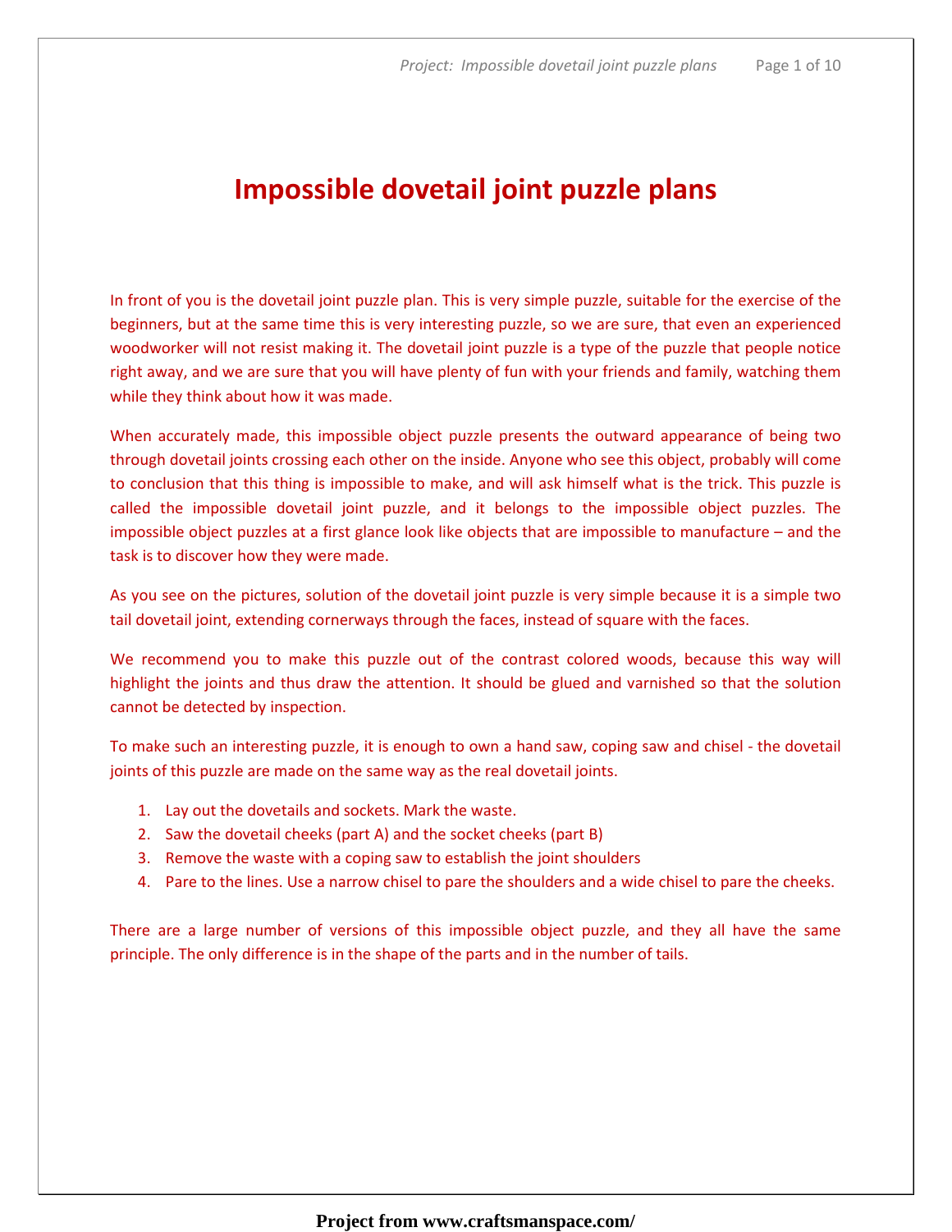# Impossible dovetail joint puzzle plans

In front of you is the dovetail joint puzzle plan. This is very simple puzzle, suitable for the exercise of the beginners, but at the same time this is very interesting puzzle, so we are sure, that even an experienced woodworker will not resist making it. The dovetail joint puzzle is a type of the puzzle that people notice right away, and we are sure that you will have plenty of fun with your friends and family, watching them while they think about how it was made.

When accurately made, this impossible object puzzle presents the outward appearance of being two through dovetail joints crossing each other on the inside. Anyone who see this object, probably will come to conclusion that this thing is impossible to make, and will ask himself what is the trick. This puzzle is called the impossible dovetail joint puzzle, and it belongs to the impossible object puzzles. The impossible object puzzles at a first glance look like objects that are impossible to manufacture – and the task is to discover how they were made.

As you see on the pictures, solution of the dovetail joint puzzle is very simple because it is a simple two tail dovetail joint, extending cornerways through the faces, instead of square with the faces.

We recommend you to make this puzzle out of the contrast colored woods, because this way will highlight the joints and thus draw the attention. It should be glued and varnished so that the solution cannot be detected by inspection.

To make such an interesting puzzle, it is enough to own a hand saw, coping saw and chisel - the dovetail joints of this puzzle are made on the same way as the real dovetail joints.

1. Lay out the dovetails and sockets. Mark the waste.
2. Saw the dovetail cheeks (part A) and the socket cheeks (part B)
3. Remove the waste with a coping saw to establish the joint shoulders
4. Pare to the lines. Use a narrow chisel to pare the shoulders and a wide chisel to pare the cheeks.

There are a large number of versions of this impossible object puzzle, and they all have the same principle. The only difference is in the shape of the parts and in the number of tails.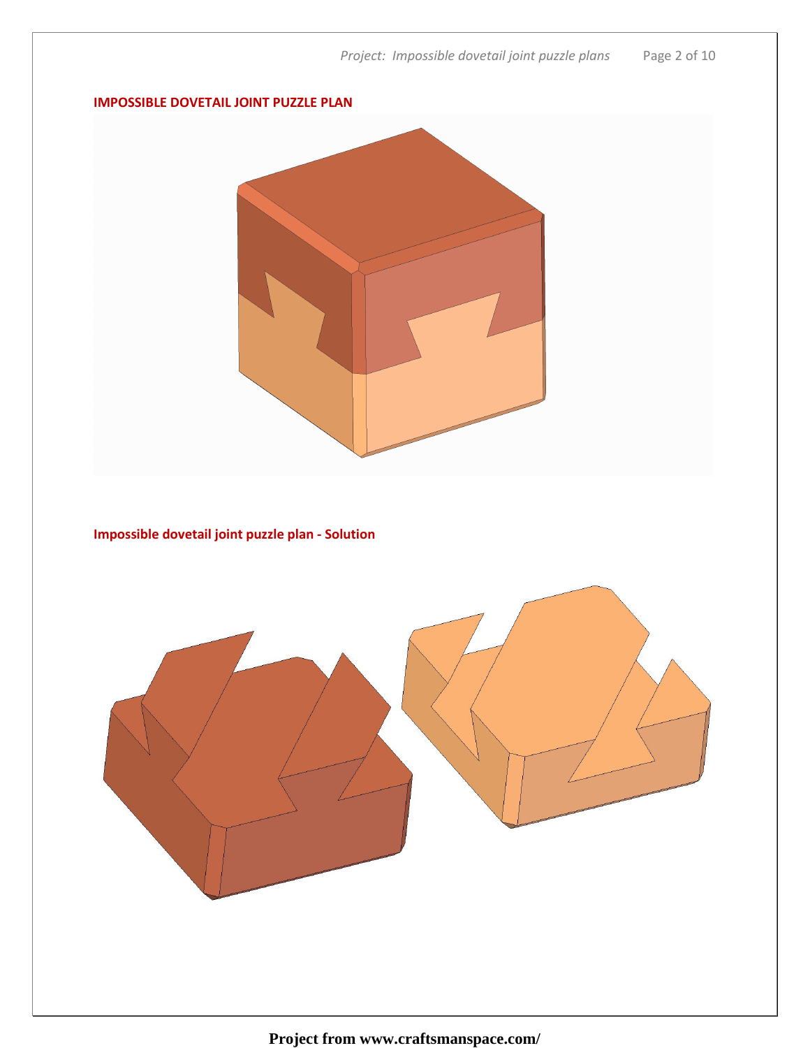**IMPOSSIBLE DOVETAIL JOINT PUZZLE PLAN**

**Impossible dovetail joint puzzle plan - Solution**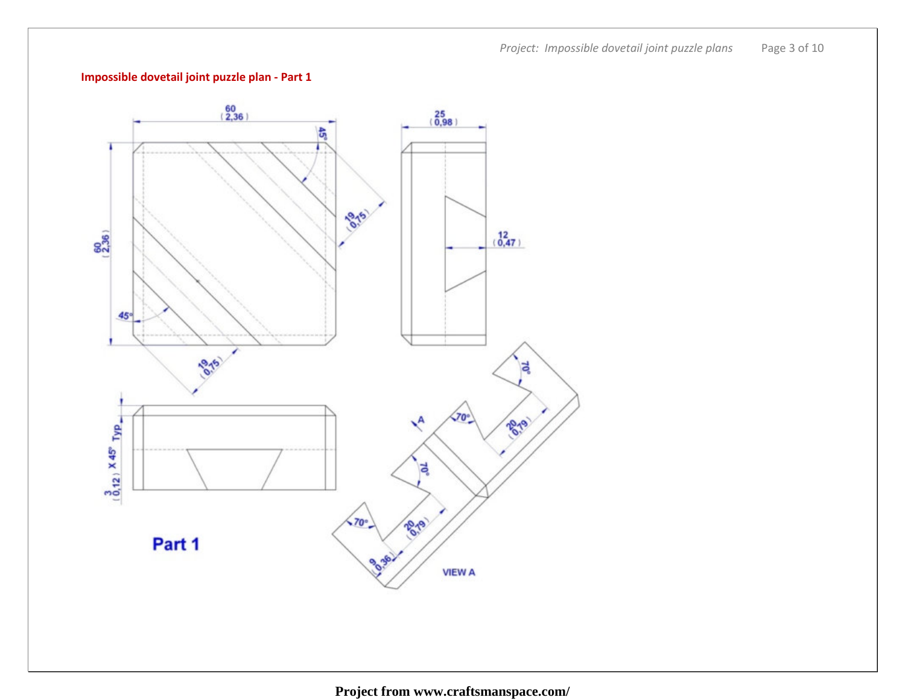## Impossible dovetail joint puzzle plan - Part 1

60 (2,36)

25 (0,98)

45°

19 (0,75)

60 (2,36)

12 (0,47)

45°

19 (0,75)

3 (0,12) X 45° Typ

A

70°

70°

20 (0,79)

70°

70°

20 (0,79)

9 (0,36)

VIEW A

**Part 1**

**Project from www.craftsmanspace.com/**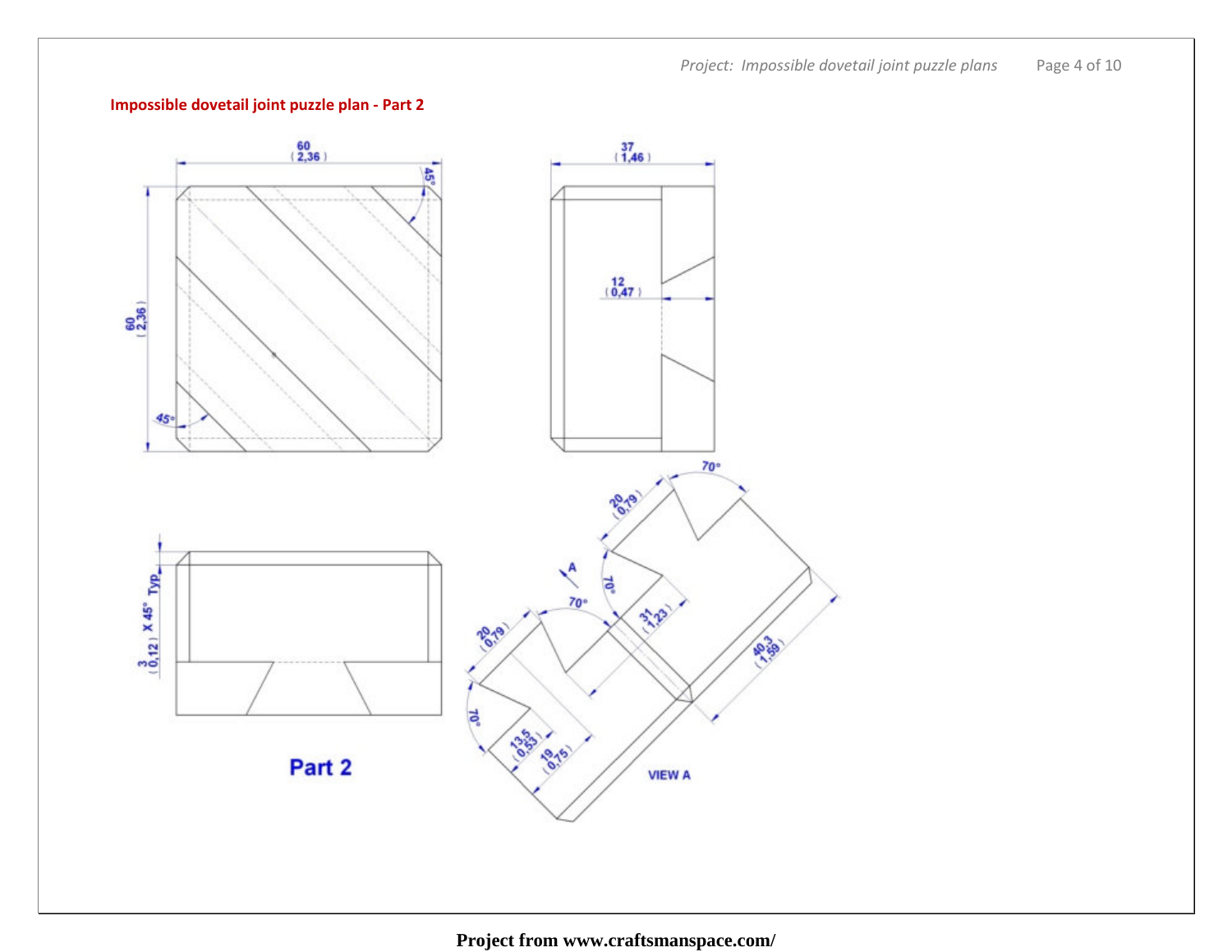## Impossible dovetail joint puzzle plan - Part 2

60 (2,36)

45°

60 (2,36)

45°

37 (1,46)

12 (0,47)

3 (0,12) X 45° Typ.

70°

20 (0,79)

70°

A

70°

20 (0,79)

31 (1,23)

40,3 (1,59)

70°

13,5 (0,53)

19 (0,75)

VIEW A

**Part 2**

**Project from www.craftsmanspace.com/**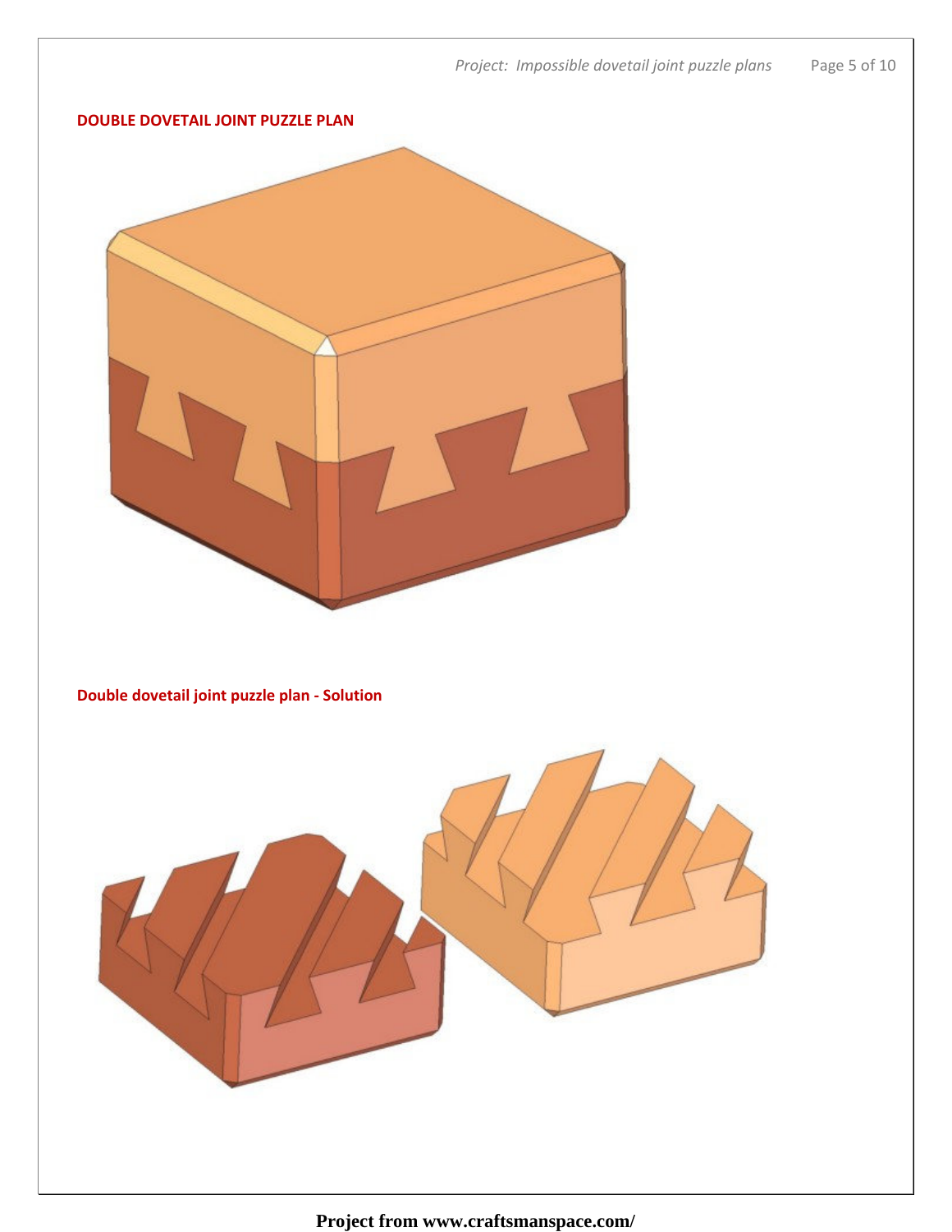**DOUBLE DOVETAIL JOINT PUZZLE PLAN**

**Double dovetail joint puzzle plan - Solution**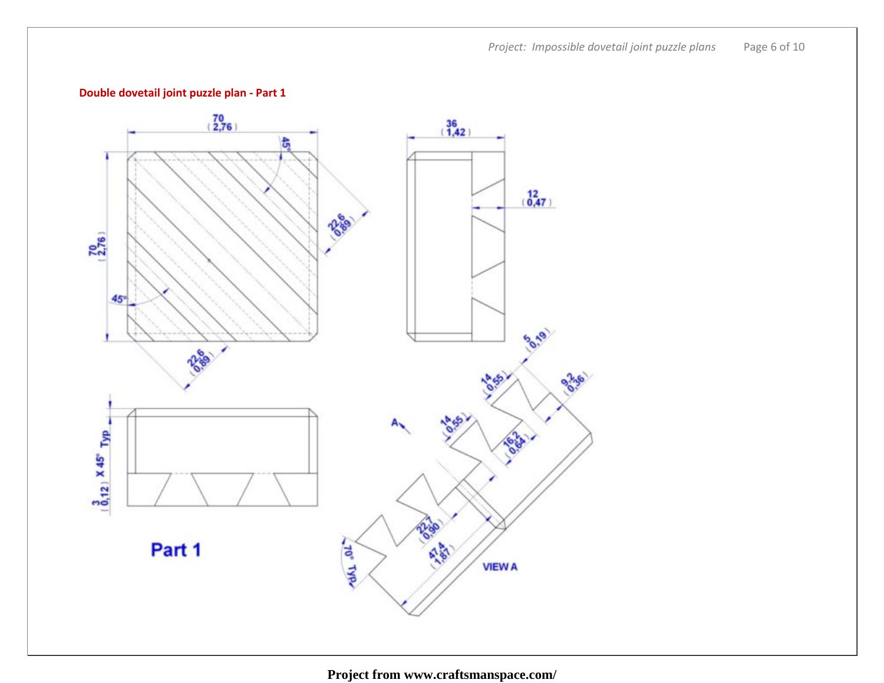**Double dovetail joint puzzle plan - Part 1**

70 (2,76)

45°

36 (1,42)

12 (0,47)

70 (2,76)

22,6 (0,89)

45°

22,6 (0,89)

5 (0,19)

3 (0,12) X 45° Typ

14 (0,55)

9,2 (0,36)

A

14 (0,55)

16,2 (0,64)

22,7 (0,90)

70° Typ

47,4 (1,87)

VIEW A

**Part 1**

**Project from www.craftsmanspace.com/**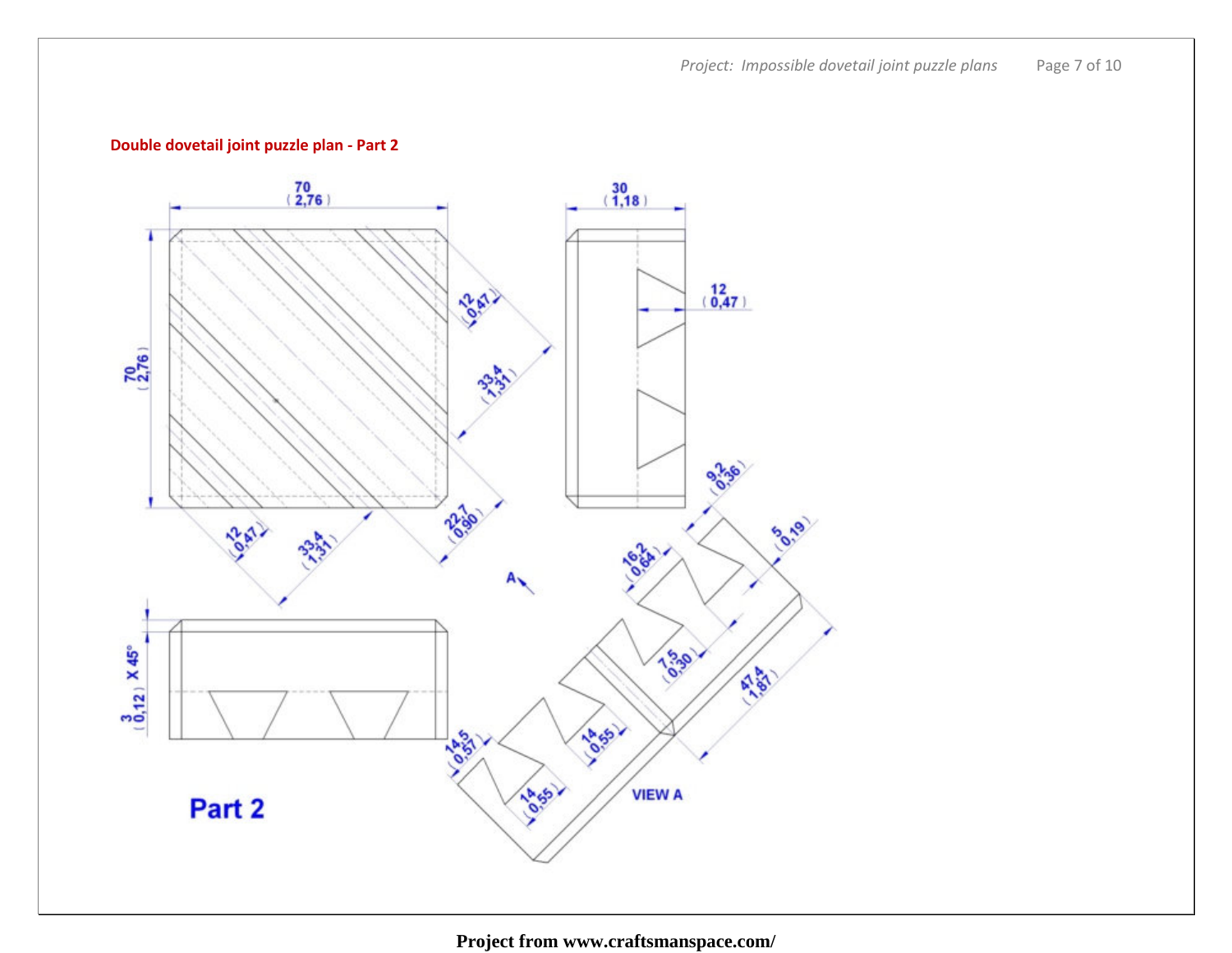**Double dovetail joint puzzle plan - Part 2**

70 (2,76)

30 (1,18)

12 (0,47)

12 (0,47)

33,4 (1,31)

70 (2,76)

9,2 (0,36)

5 (0,19)

12 (0,47)

33,4 (1,31)

22,7 (0,90)

16,2 (0,64)

A

3 (0,12) X 45°

7,5 (0,30)

47,4 (1,87)

14,5 (0,57)

14 (0,55)

14 (0,55)

VIEW A

**Part 2**

**Project from www.craftsmanspace.com/**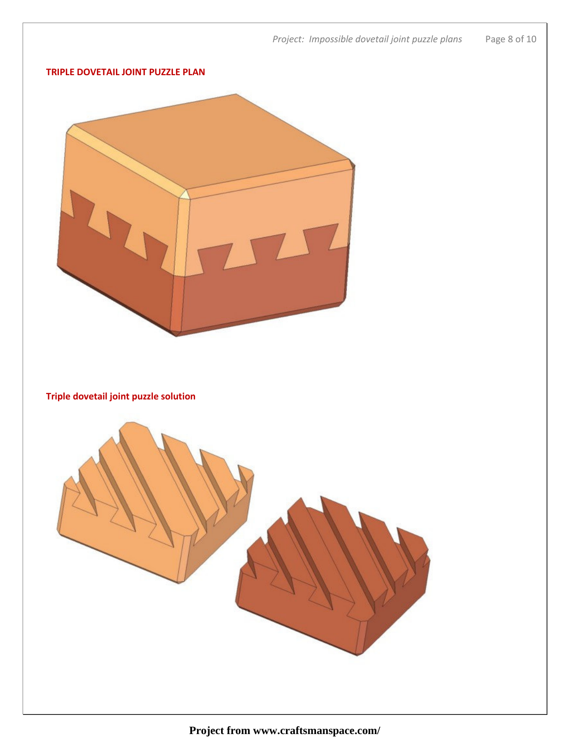## TRIPLE DOVETAIL JOINT PUZZLE PLAN

## Triple dovetail joint puzzle solution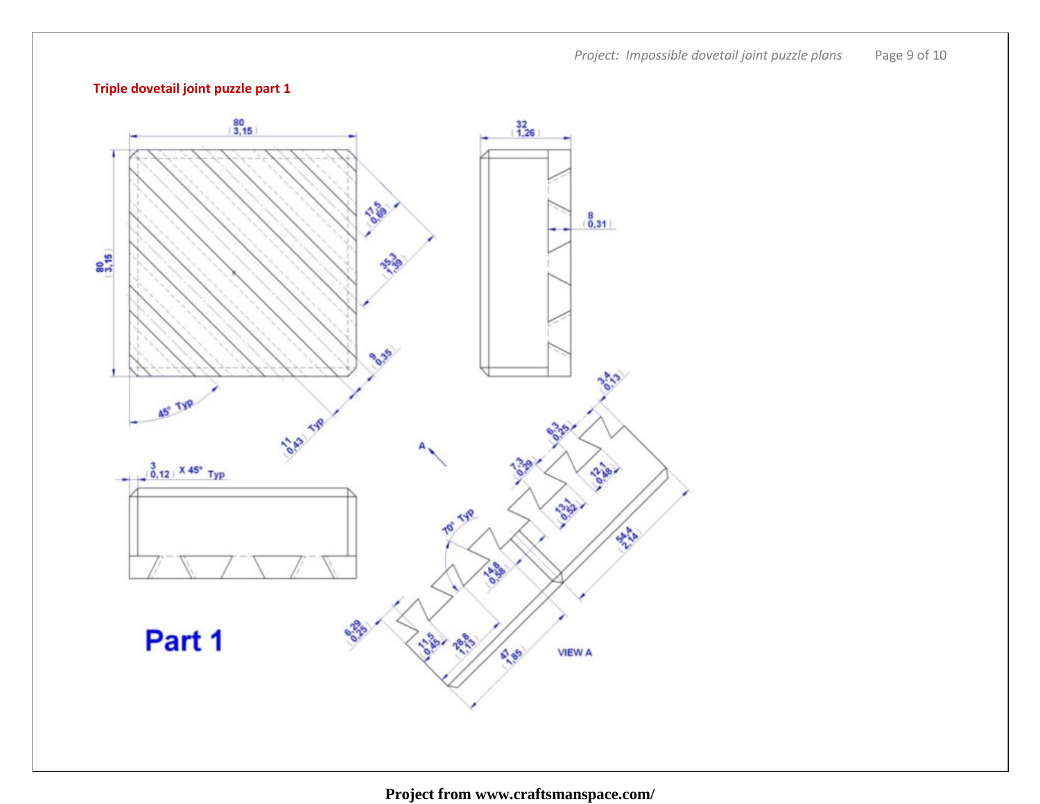**Triple dovetail joint puzzle part 1**

80 (3,15)

32 (1,26)

80 (3,15)

17,5 (0,69)

35,3 (1,39)

8 (0,31)

9 (0,35)

45° Typ

11 (0,43) Typ

3,4 (0,13)

A

6,3 (0,25)

3 (0,12) X 45° Typ

7,3 (0,29)

12,1 (0,48)

70° Typ

13,1 (0,52)

54,4 (2,14)

14,8 (0,58)

6,29 (0,25)

11,5 (0,45)

28,8 (1,13)

47 (1,85)

VIEW A

**Part 1**

Project from www.craftsmanspace.com/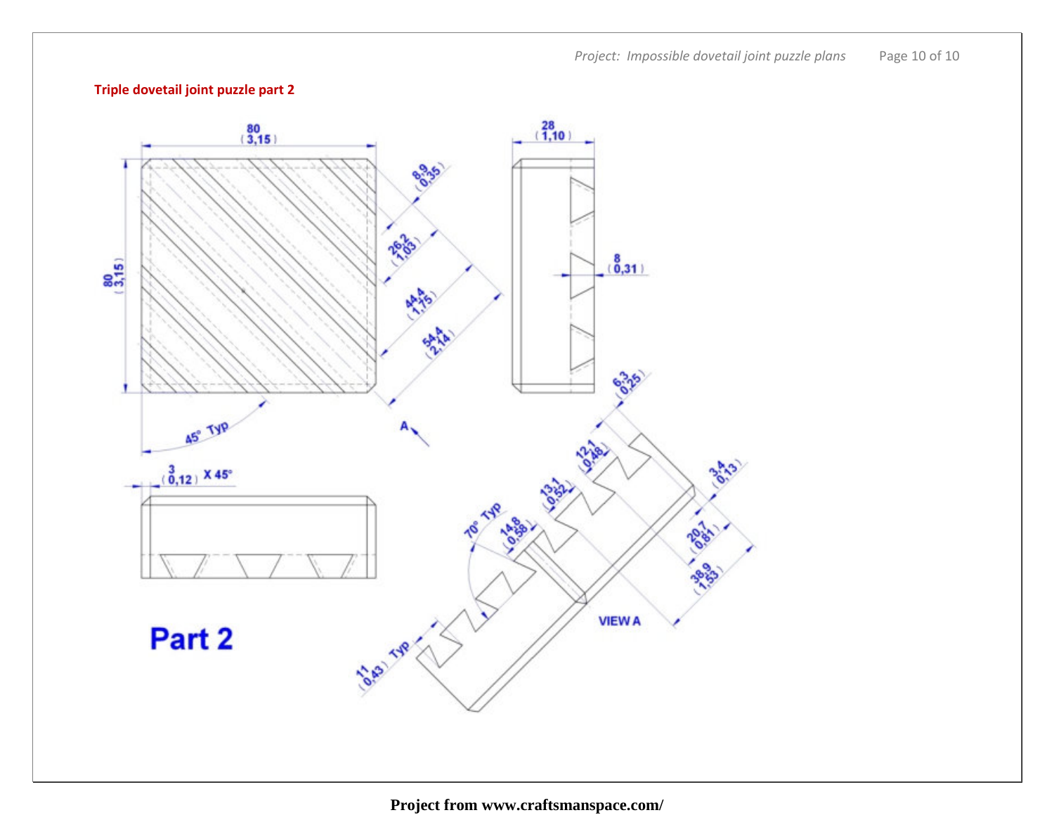**Triple dovetail joint puzzle part 2**

80
(3,15)

80
(3,15)

8,9
(0,35)

26,2
(1,03)

44,4
(1,75)

54,4
(2,14)

45° Typ

A

28
(1,10)

8
(0,31)

3
(0,12) X 45°

6,3
(0,25)

12,1
(0,48)

13,1
(0,52)

14,8
(0,58)

70° Typ

3,4
(0,13)

20,7
(0,81)

38,9
(1,53)

11
(0,43) Typ

VIEW A

**Part 2**

**Project from www.craftsmanspace.com/**